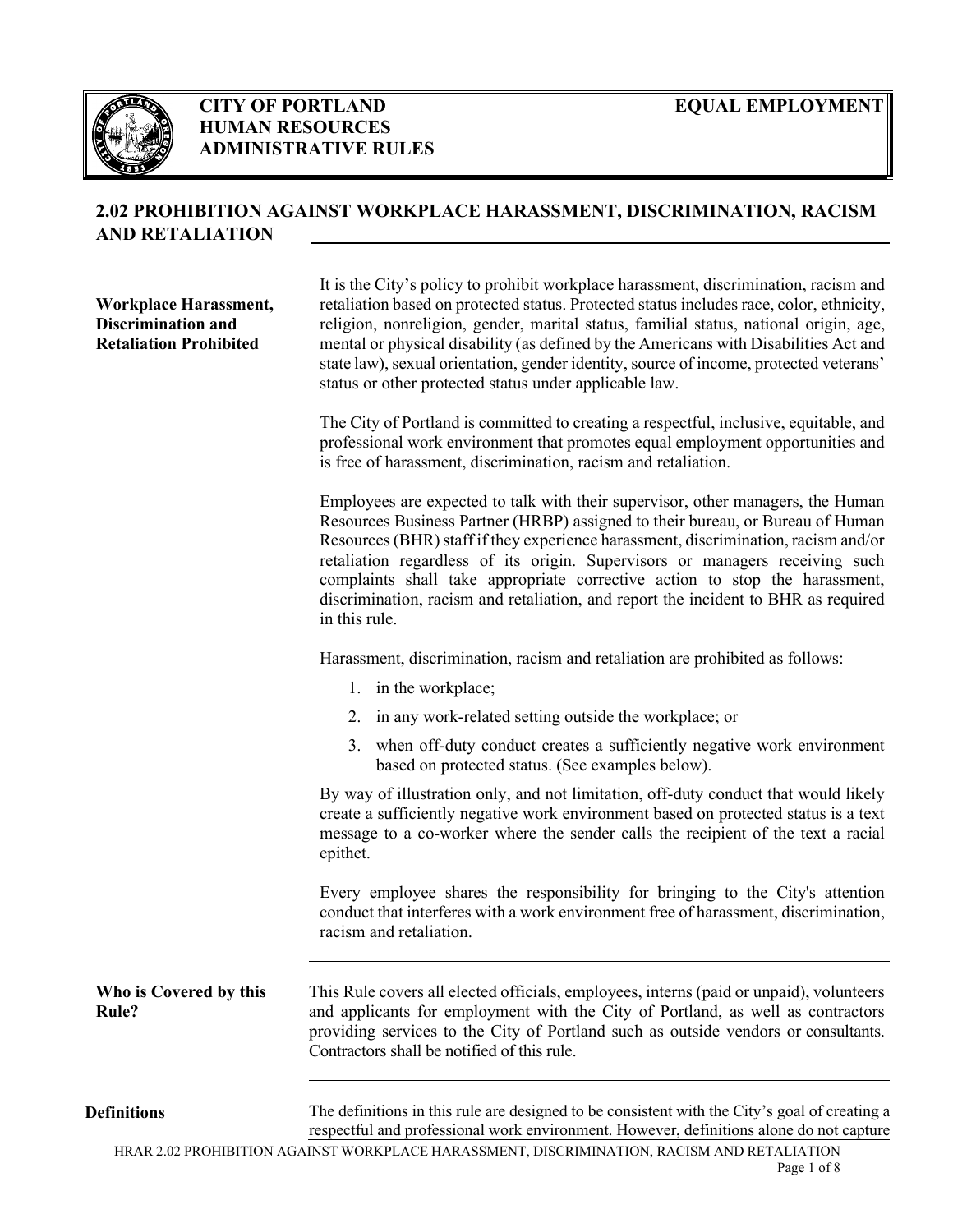**CITY OF PORTLAND**
**HUMAN RESOURCES**
**ADMINISTRATIVE RULES**

**EQUAL EMPLOYMENT**

# 2.02 PROHIBITION AGAINST WORKPLACE HARASSMENT, DISCRIMINATION, RACISM AND RETALIATION

### Workplace Harassment, Discrimination and Retaliation Prohibited

It is the City's policy to prohibit workplace harassment, discrimination, racism and retaliation based on protected status. Protected status includes race, color, ethnicity, religion, nonreligion, gender, marital status, familial status, national origin, age, mental or physical disability (as defined by the Americans with Disabilities Act and state law), sexual orientation, gender identity, source of income, protected veterans' status or other protected status under applicable law.

The City of Portland is committed to creating a respectful, inclusive, equitable, and professional work environment that promotes equal employment opportunities and is free of harassment, discrimination, racism and retaliation.

Employees are expected to talk with their supervisor, other managers, the Human Resources Business Partner (HRBP) assigned to their bureau, or Bureau of Human Resources (BHR) staff if they experience harassment, discrimination, racism and/or retaliation regardless of its origin. Supervisors or managers receiving such complaints shall take appropriate corrective action to stop the harassment, discrimination, racism and retaliation, and report the incident to BHR as required in this rule.

Harassment, discrimination, racism and retaliation are prohibited as follows:

1. in the workplace;
2. in any work-related setting outside the workplace; or
3. when off-duty conduct creates a sufficiently negative work environment based on protected status. (See examples below).

By way of illustration only, and not limitation, off-duty conduct that would likely create a sufficiently negative work environment based on protected status is a text message to a co-worker where the sender calls the recipient of the text a racial epithet.

Every employee shares the responsibility for bringing to the City's attention conduct that interferes with a work environment free of harassment, discrimination, racism and retaliation.

### Who is Covered by this Rule?

This Rule covers all elected officials, employees, interns (paid or unpaid), volunteers and applicants for employment with the City of Portland, as well as contractors providing services to the City of Portland such as outside vendors or consultants. Contractors shall be notified of this rule.

### Definitions

The definitions in this rule are designed to be consistent with the City's goal of creating a respectful and professional work environment. However, definitions alone do not capture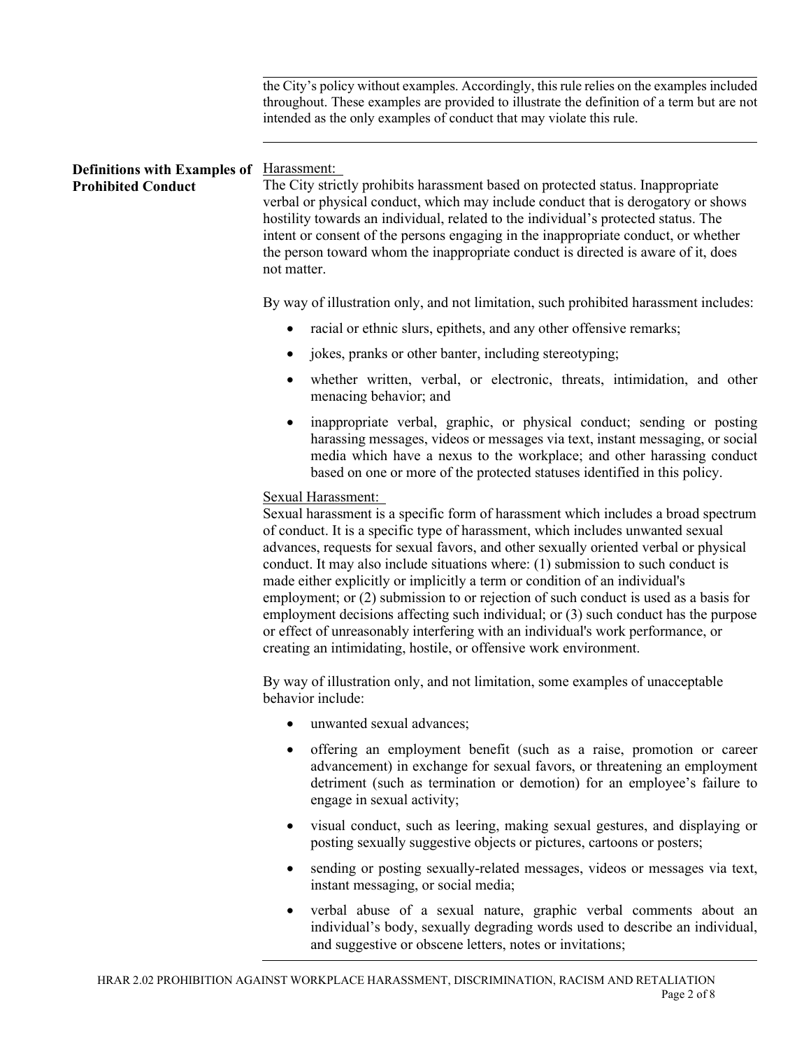the City's policy without examples. Accordingly, this rule relies on the examples included throughout. These examples are provided to illustrate the definition of a term but are not intended as the only examples of conduct that may violate this rule.

## Definitions with Examples of Prohibited Conduct

Harassment:

The City strictly prohibits harassment based on protected status. Inappropriate verbal or physical conduct, which may include conduct that is derogatory or shows hostility towards an individual, related to the individual's protected status. The intent or consent of the persons engaging in the inappropriate conduct, or whether the person toward whom the inappropriate conduct is directed is aware of it, does not matter.

By way of illustration only, and not limitation, such prohibited harassment includes:

- racial or ethnic slurs, epithets, and any other offensive remarks;
- jokes, pranks or other banter, including stereotyping;
- whether written, verbal, or electronic, threats, intimidation, and other menacing behavior; and
- inappropriate verbal, graphic, or physical conduct; sending or posting harassing messages, videos or messages via text, instant messaging, or social media which have a nexus to the workplace; and other harassing conduct based on one or more of the protected statuses identified in this policy.

Sexual Harassment:

Sexual harassment is a specific form of harassment which includes a broad spectrum of conduct. It is a specific type of harassment, which includes unwanted sexual advances, requests for sexual favors, and other sexually oriented verbal or physical conduct. It may also include situations where: (1) submission to such conduct is made either explicitly or implicitly a term or condition of an individual's employment; or (2) submission to or rejection of such conduct is used as a basis for employment decisions affecting such individual; or (3) such conduct has the purpose or effect of unreasonably interfering with an individual's work performance, or creating an intimidating, hostile, or offensive work environment.

By way of illustration only, and not limitation, some examples of unacceptable behavior include:

- unwanted sexual advances;
- offering an employment benefit (such as a raise, promotion or career advancement) in exchange for sexual favors, or threatening an employment detriment (such as termination or demotion) for an employee's failure to engage in sexual activity;
- visual conduct, such as leering, making sexual gestures, and displaying or posting sexually suggestive objects or pictures, cartoons or posters;
- sending or posting sexually-related messages, videos or messages via text, instant messaging, or social media;
- verbal abuse of a sexual nature, graphic verbal comments about an individual's body, sexually degrading words used to describe an individual, and suggestive or obscene letters, notes or invitations;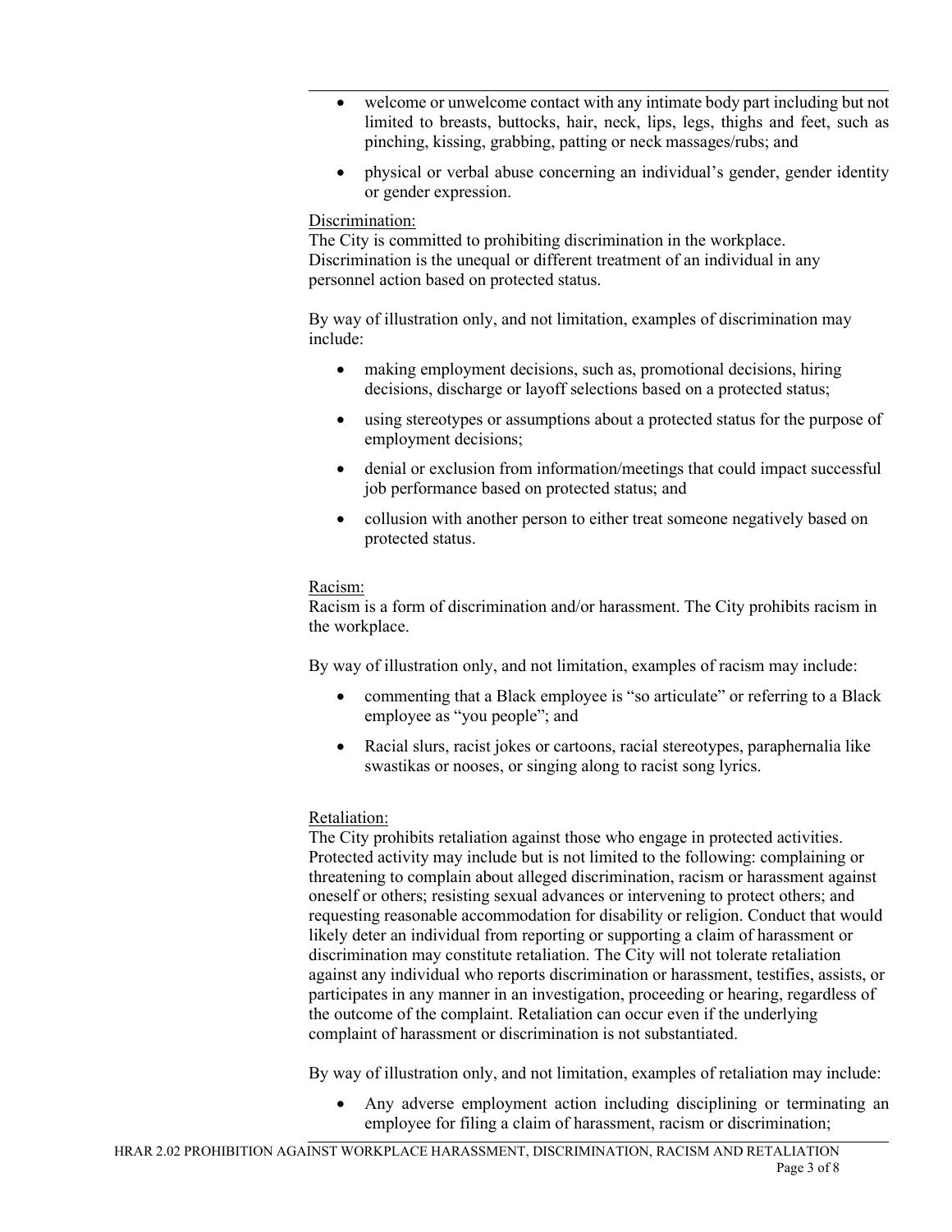- welcome or unwelcome contact with any intimate body part including but not limited to breasts, buttocks, hair, neck, lips, legs, thighs and feet, such as pinching, kissing, grabbing, patting or neck massages/rubs; and
- physical or verbal abuse concerning an individual's gender, gender identity or gender expression.

Discrimination:

The City is committed to prohibiting discrimination in the workplace. Discrimination is the unequal or different treatment of an individual in any personnel action based on protected status.

By way of illustration only, and not limitation, examples of discrimination may include:

- making employment decisions, such as, promotional decisions, hiring decisions, discharge or layoff selections based on a protected status;
- using stereotypes or assumptions about a protected status for the purpose of employment decisions;
- denial or exclusion from information/meetings that could impact successful job performance based on protected status; and
- collusion with another person to either treat someone negatively based on protected status.

Racism:

Racism is a form of discrimination and/or harassment. The City prohibits racism in the workplace.

By way of illustration only, and not limitation, examples of racism may include:

- commenting that a Black employee is "so articulate" or referring to a Black employee as "you people"; and
- Racial slurs, racist jokes or cartoons, racial stereotypes, paraphernalia like swastikas or nooses, or singing along to racist song lyrics.

Retaliation:

The City prohibits retaliation against those who engage in protected activities. Protected activity may include but is not limited to the following: complaining or threatening to complain about alleged discrimination, racism or harassment against oneself or others; resisting sexual advances or intervening to protect others; and requesting reasonable accommodation for disability or religion. Conduct that would likely deter an individual from reporting or supporting a claim of harassment or discrimination may constitute retaliation. The City will not tolerate retaliation against any individual who reports discrimination or harassment, testifies, assists, or participates in any manner in an investigation, proceeding or hearing, regardless of the outcome of the complaint. Retaliation can occur even if the underlying complaint of harassment or discrimination is not substantiated.

By way of illustration only, and not limitation, examples of retaliation may include:

- Any adverse employment action including disciplining or terminating an employee for filing a claim of harassment, racism or discrimination;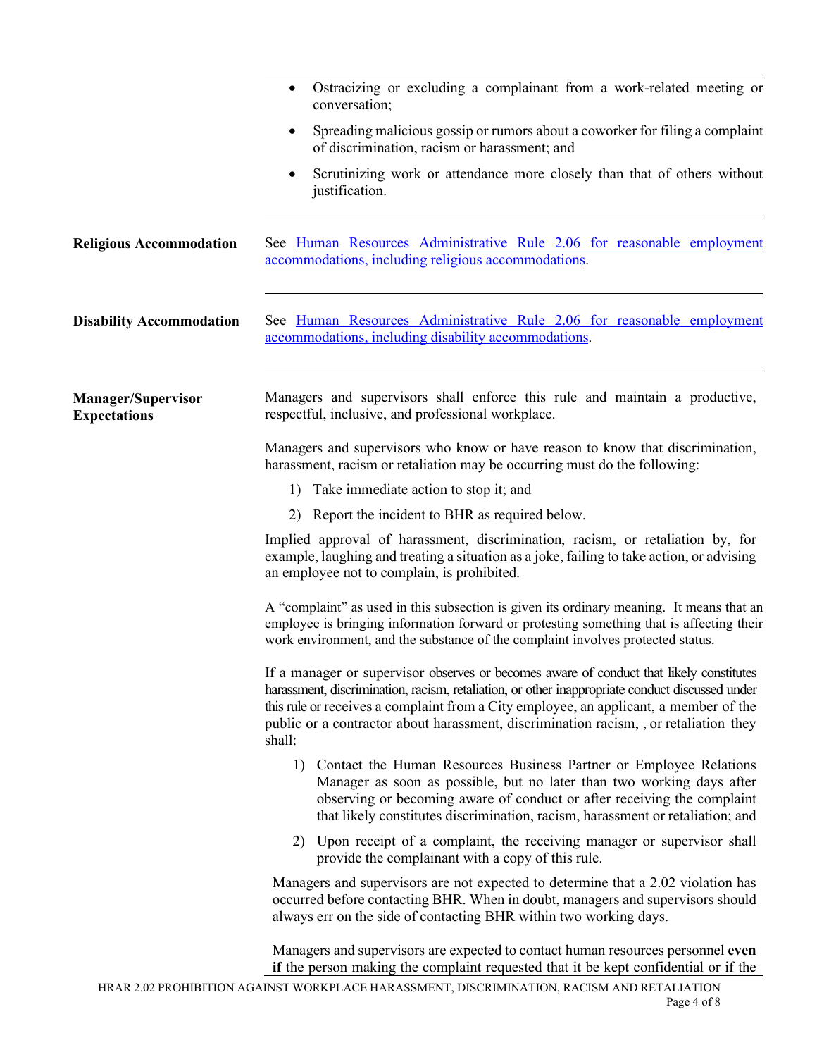- Ostracizing or excluding a complainant from a work-related meeting or conversation;
- Spreading malicious gossip or rumors about a coworker for filing a complaint of discrimination, racism or harassment; and
- Scrutinizing work or attendance more closely than that of others without justification.

**Religious Accommodation**

See [Human Resources Administrative Rule 2.06 for reasonable employment accommodations, including religious accommodations]().

**Disability Accommodation**

See [Human Resources Administrative Rule 2.06 for reasonable employment accommodations, including disability accommodations]().

**Manager/Supervisor Expectations**

Managers and supervisors shall enforce this rule and maintain a productive, respectful, inclusive, and professional workplace.

Managers and supervisors who know or have reason to know that discrimination, harassment, racism or retaliation may be occurring must do the following:

1) Take immediate action to stop it; and
2) Report the incident to BHR as required below.

Implied approval of harassment, discrimination, racism, or retaliation by, for example, laughing and treating a situation as a joke, failing to take action, or advising an employee not to complain, is prohibited.

A "complaint" as used in this subsection is given its ordinary meaning. It means that an employee is bringing information forward or protesting something that is affecting their work environment, and the substance of the complaint involves protected status.

If a manager or supervisor observes or becomes aware of conduct that likely constitutes harassment, discrimination, racism, retaliation, or other inappropriate conduct discussed under this rule or receives a complaint from a City employee, an applicant, a member of the public or a contractor about harassment, discrimination racism, , or retaliation they shall:

1) Contact the Human Resources Business Partner or Employee Relations Manager as soon as possible, but no later than two working days after observing or becoming aware of conduct or after receiving the complaint that likely constitutes discrimination, racism, harassment or retaliation; and
2) Upon receipt of a complaint, the receiving manager or supervisor shall provide the complainant with a copy of this rule.

Managers and supervisors are not expected to determine that a 2.02 violation has occurred before contacting BHR. When in doubt, managers and supervisors should always err on the side of contacting BHR within two working days.

Managers and supervisors are expected to contact human resources personnel **even if** the person making the complaint requested that it be kept confidential or if the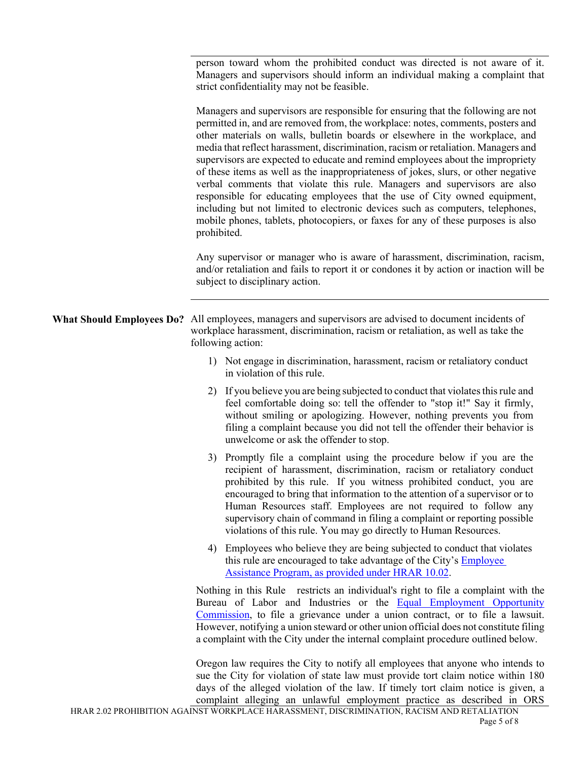person toward whom the prohibited conduct was directed is not aware of it. Managers and supervisors should inform an individual making a complaint that strict confidentiality may not be feasible.

Managers and supervisors are responsible for ensuring that the following are not permitted in, and are removed from, the workplace: notes, comments, posters and other materials on walls, bulletin boards or elsewhere in the workplace, and media that reflect harassment, discrimination, racism or retaliation. Managers and supervisors are expected to educate and remind employees about the impropriety of these items as well as the inappropriateness of jokes, slurs, or other negative verbal comments that violate this rule. Managers and supervisors are also responsible for educating employees that the use of City owned equipment, including but not limited to electronic devices such as computers, telephones, mobile phones, tablets, photocopiers, or faxes for any of these purposes is also prohibited.

Any supervisor or manager who is aware of harassment, discrimination, racism, and/or retaliation and fails to report it or condones it by action or inaction will be subject to disciplinary action.

**What Should Employees Do?** All employees, managers and supervisors are advised to document incidents of workplace harassment, discrimination, racism or retaliation, as well as take the following action:

1) Not engage in discrimination, harassment, racism or retaliatory conduct in violation of this rule.

2) If you believe you are being subjected to conduct that violates this rule and feel comfortable doing so: tell the offender to "stop it!" Say it firmly, without smiling or apologizing. However, nothing prevents you from filing a complaint because you did not tell the offender their behavior is unwelcome or ask the offender to stop.

3) Promptly file a complaint using the procedure below if you are the recipient of harassment, discrimination, racism or retaliatory conduct prohibited by this rule. If you witness prohibited conduct, you are encouraged to bring that information to the attention of a supervisor or to Human Resources staff. Employees are not required to follow any supervisory chain of command in filing a complaint or reporting possible violations of this rule. You may go directly to Human Resources.

4) Employees who believe they are being subjected to conduct that violates this rule are encouraged to take advantage of the City's Employee Assistance Program, as provided under HRAR 10.02.

Nothing in this Rule restricts an individual's right to file a complaint with the Bureau of Labor and Industries or the Equal Employment Opportunity Commission, to file a grievance under a union contract, or to file a lawsuit. However, notifying a union steward or other union official does not constitute filing a complaint with the City under the internal complaint procedure outlined below.

Oregon law requires the City to notify all employees that anyone who intends to sue the City for violation of state law must provide tort claim notice within 180 days of the alleged violation of the law. If timely tort claim notice is given, a complaint alleging an unlawful employment practice as described in ORS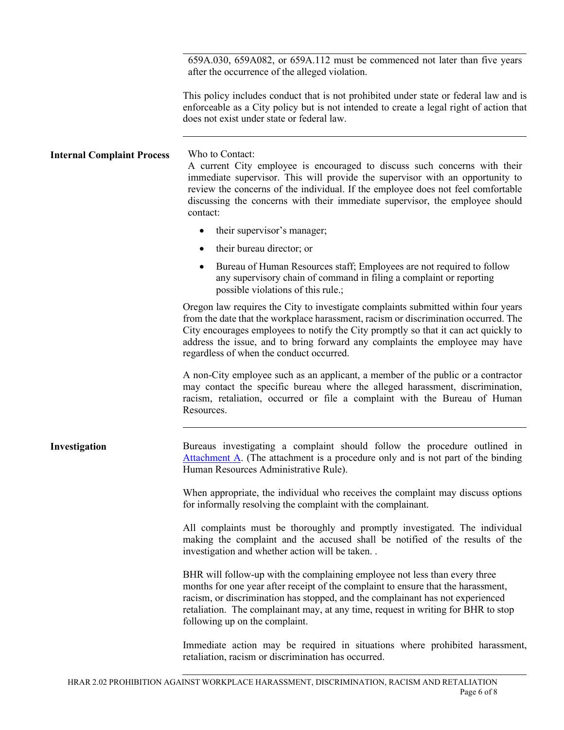659A.030, 659A082, or 659A.112 must be commenced not later than five years after the occurrence of the alleged violation.

This policy includes conduct that is not prohibited under state or federal law and is enforceable as a City policy but is not intended to create a legal right of action that does not exist under state or federal law.

## Internal Complaint Process

Who to Contact:
A current City employee is encouraged to discuss such concerns with their immediate supervisor. This will provide the supervisor with an opportunity to review the concerns of the individual. If the employee does not feel comfortable discussing the concerns with their immediate supervisor, the employee should contact:

- their supervisor's manager;
- their bureau director; or
- Bureau of Human Resources staff; Employees are not required to follow any supervisory chain of command in filing a complaint or reporting possible violations of this rule.;

Oregon law requires the City to investigate complaints submitted within four years from the date that the workplace harassment, racism or discrimination occurred. The City encourages employees to notify the City promptly so that it can act quickly to address the issue, and to bring forward any complaints the employee may have regardless of when the conduct occurred.

A non-City employee such as an applicant, a member of the public or a contractor may contact the specific bureau where the alleged harassment, discrimination, racism, retaliation, occurred or file a complaint with the Bureau of Human Resources.

## Investigation

Bureaus investigating a complaint should follow the procedure outlined in Attachment A. (The attachment is a procedure only and is not part of the binding Human Resources Administrative Rule).

When appropriate, the individual who receives the complaint may discuss options for informally resolving the complaint with the complainant.

All complaints must be thoroughly and promptly investigated. The individual making the complaint and the accused shall be notified of the results of the investigation and whether action will be taken. .

BHR will follow-up with the complaining employee not less than every three months for one year after receipt of the complaint to ensure that the harassment, racism, or discrimination has stopped, and the complainant has not experienced retaliation. The complainant may, at any time, request in writing for BHR to stop following up on the complaint.

Immediate action may be required in situations where prohibited harassment, retaliation, racism or discrimination has occurred.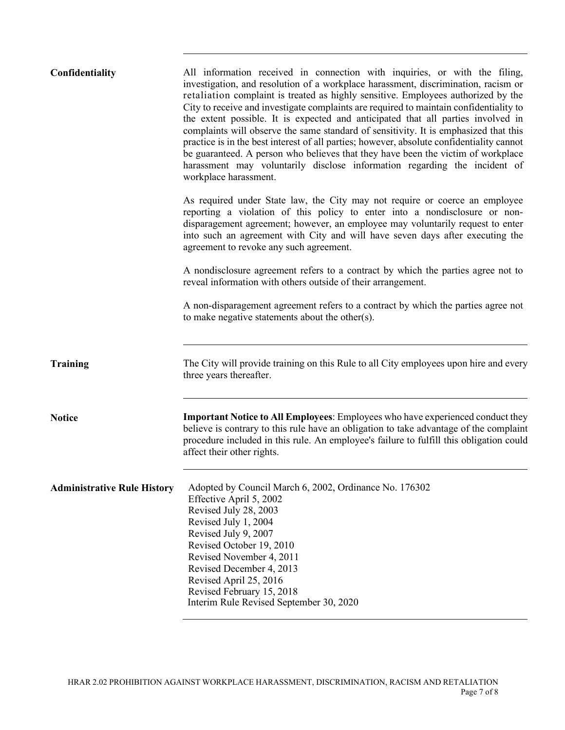## Confidentiality

All information received in connection with inquiries, or with the filing, investigation, and resolution of a workplace harassment, discrimination, racism or retaliation complaint is treated as highly sensitive. Employees authorized by the City to receive and investigate complaints are required to maintain confidentiality to the extent possible. It is expected and anticipated that all parties involved in complaints will observe the same standard of sensitivity. It is emphasized that this practice is in the best interest of all parties; however, absolute confidentiality cannot be guaranteed. A person who believes that they have been the victim of workplace harassment may voluntarily disclose information regarding the incident of workplace harassment.

As required under State law, the City may not require or coerce an employee reporting a violation of this policy to enter into a nondisclosure or non-disparagement agreement; however, an employee may voluntarily request to enter into such an agreement with City and will have seven days after executing the agreement to revoke any such agreement.

A nondisclosure agreement refers to a contract by which the parties agree not to reveal information with others outside of their arrangement.

A non-disparagement agreement refers to a contract by which the parties agree not to make negative statements about the other(s).

## Training

The City will provide training on this Rule to all City employees upon hire and every three years thereafter.

## Notice

**Important Notice to All Employees**: Employees who have experienced conduct they believe is contrary to this rule have an obligation to take advantage of the complaint procedure included in this rule. An employee's failure to fulfill this obligation could affect their other rights.

## Administrative Rule History

Adopted by Council March 6, 2002, Ordinance No. 176302
Effective April 5, 2002
Revised July 28, 2003
Revised July 1, 2004
Revised July 9, 2007
Revised October 19, 2010
Revised November 4, 2011
Revised December 4, 2013
Revised April 25, 2016
Revised February 15, 2018
Interim Rule Revised September 30, 2020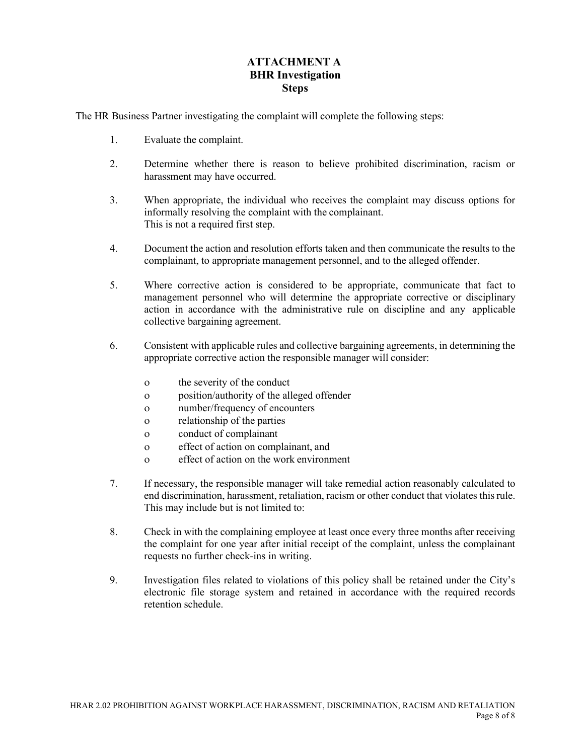# ATTACHMENT A
## BHR Investigation
## Steps

The HR Business Partner investigating the complaint will complete the following steps:

1. Evaluate the complaint.

2. Determine whether there is reason to believe prohibited discrimination, racism or harassment may have occurred.

3. When appropriate, the individual who receives the complaint may discuss options for informally resolving the complaint with the complainant.
   This is not a required first step.

4. Document the action and resolution efforts taken and then communicate the results to the complainant, to appropriate management personnel, and to the alleged offender.

5. Where corrective action is considered to be appropriate, communicate that fact to management personnel who will determine the appropriate corrective or disciplinary action in accordance with the administrative rule on discipline and any applicable collective bargaining agreement.

6. Consistent with applicable rules and collective bargaining agreements, in determining the appropriate corrective action the responsible manager will consider:

   - the severity of the conduct
   - position/authority of the alleged offender
   - number/frequency of encounters
   - relationship of the parties
   - conduct of complainant
   - effect of action on complainant, and
   - effect of action on the work environment

7. If necessary, the responsible manager will take remedial action reasonably calculated to end discrimination, harassment, retaliation, racism or other conduct that violates this rule. This may include but is not limited to:

8. Check in with the complaining employee at least once every three months after receiving the complaint for one year after initial receipt of the complaint, unless the complainant requests no further check-ins in writing.

9. Investigation files related to violations of this policy shall be retained under the City's electronic file storage system and retained in accordance with the required records retention schedule.